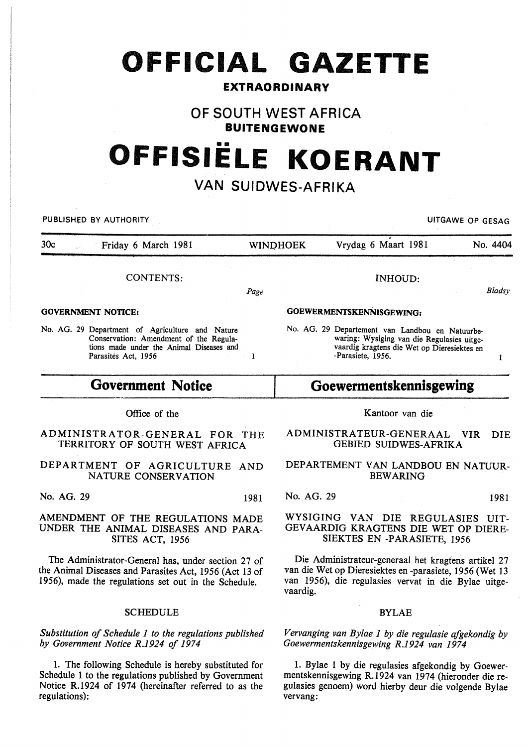# OFFICIAL GAZETTE

**EXTRAORDINARY**

## OF SOUTH WEST AFRICA

**BUITENGEWONE**

# OFFISIËLE KOERANT

## VAN SUIDWES-AFRIKA

PUBLISHED BY AUTHORITY — UITGAWE OP GESAG

| 30c | Friday 6 March 1981 | WINDHOEK | Vrydag 6 Maart 1981 | No. 4404 |
|---|---|---|---|---|

CONTENTS: *Page*

**GOVERNMENT NOTICE:**

No. AG. 29 Department of Agriculture and Nature Conservation: Amendment of the Regulations made under the Animal Diseases and Parasites Act, 1956 — 1

INHOUD: *Bladsy*

**GOEWERMENTSKENNISGEWING:**

No. AG. 29 Departement van Landbou en Natuurbewaring: Wysiging van die Regulasies uitgevaardig kragtens die Wet op Dieresiektes en -Parasiete, 1956. — 1

## Government Notice

Office of the

ADMINISTRATOR-GENERAL FOR THE TERRITORY OF SOUTH WEST AFRICA

DEPARTMENT OF AGRICULTURE AND NATURE CONSERVATION

No. AG. 29 1981

AMENDMENT OF THE REGULATIONS MADE UNDER THE ANIMAL DISEASES AND PARASITES ACT, 1956

The Administrator-General has, under section 27 of the Animal Diseases and Parasites Act, 1956 (Act 13 of 1956), made the regulations set out in the Schedule.

SCHEDULE

*Substitution of Schedule 1 to the regulations published by Government Notice R.1924 of 1974*

1. The following Schedule is hereby substituted for Schedule 1 to the regulations published by Government Notice R.1924 of 1974 (hereinafter referred to as the regulations):

## Goewermentskennisgewing

Kantoor van die

ADMINISTRATEUR-GENERAAL VIR DIE GEBIED SUIDWES-AFRIKA

DEPARTEMENT VAN LANDBOU EN NATUURBEWARING

No. AG. 29 1981

WYSIGING VAN DIE REGULASIES UITGEVAARDIG KRAGTENS DIE WET OP DIERESIEKTES EN -PARASIETE, 1956

Die Administrateur-generaal het kragtens artikel 27 van die Wet op Dieresiektes en -parasiete, 1956 (Wet 13 van 1956), die regulasies vervat in die Bylae uitgevaardig.

BYLAE

*Vervanging van Bylae 1 by die regulasie afgekondig by Goewermentskennisgewing R.1924 van 1974*

1. Bylae 1 by die regulasies afgekondig by Goewermentskennisgewing R.1924 van 1974 (hieronder die regulasies genoem) word hierby deur die volgende Bylae vervang: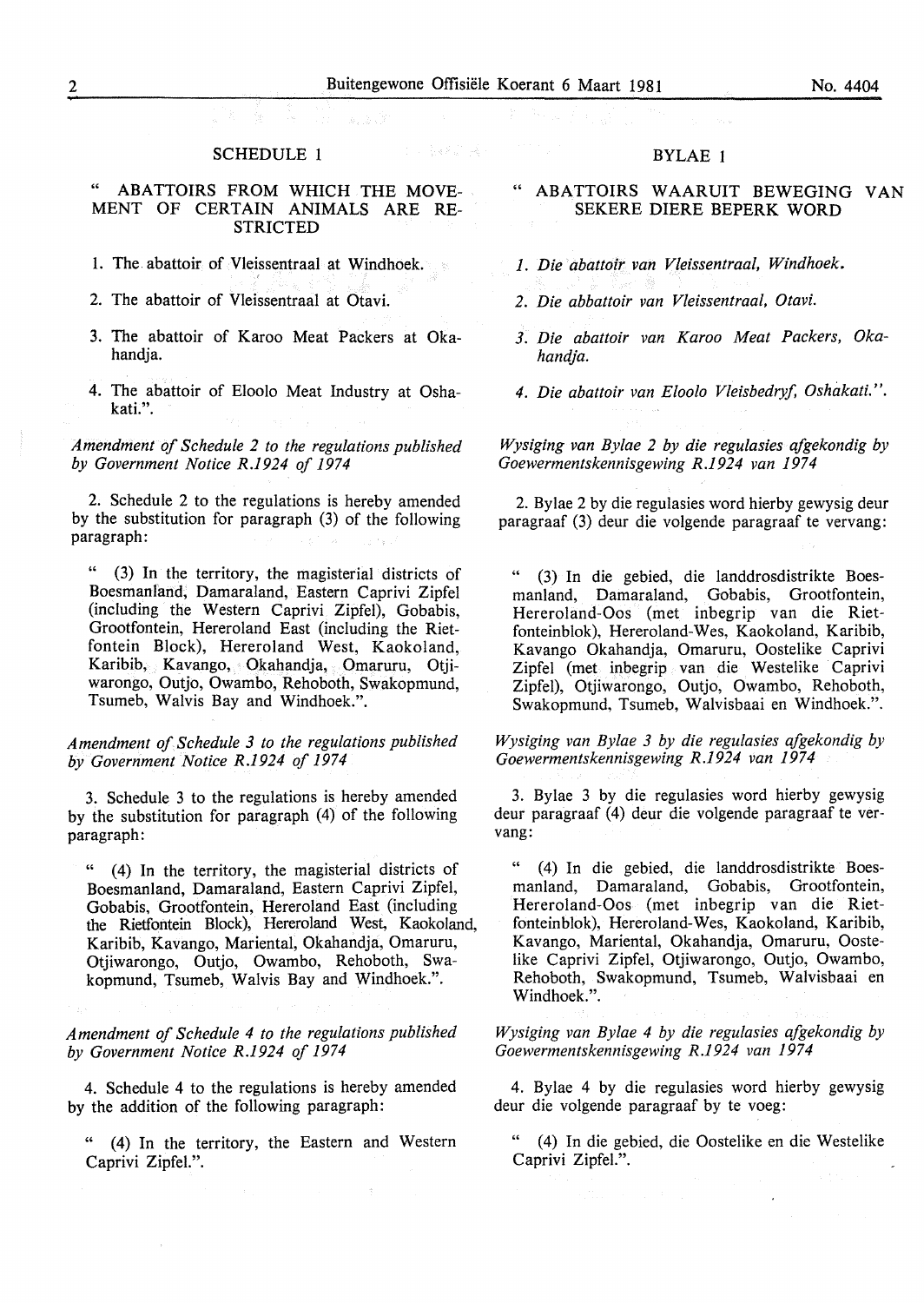## SCHEDULE 1

" ABATTOIRS FROM WHICH THE MOVEMENT OF CERTAIN ANIMALS ARE RESTRICTED

1. The abattoir of Vleissentraal at Windhoek.

2. The abattoir of Vleissentraal at Otavi.

3. The abattoir of Karoo Meat Packers at Okahandja.

4. The abattoir of Eloolo Meat Industry at Oshakati.".

*Amendment of Schedule 2 to the regulations published by Government Notice R.1924 of 1974*

2. Schedule 2 to the regulations is hereby amended by the substitution for paragraph (3) of the following paragraph:

" (3) In the territory, the magisterial districts of Boesmanland, Damaraland, Eastern Caprivi Zipfel (including the Western Caprivi Zipfel), Gobabis, Grootfontein, Hereroland East (including the Rietfontein Block), Hereroland West, Kaokoland, Karibib, Kavango, Okahandja, Omaruru, Otjiwarongo, Outjo, Owambo, Rehoboth, Swakopmund, Tsumeb, Walvis Bay and Windhoek.".

*Amendment of Schedule 3 to the regulations published by Government Notice R.1924 of 1974*

3. Schedule 3 to the regulations is hereby amended by the substitution for paragraph (4) of the following paragraph:

" (4) In the territory, the magisterial districts of Boesmanland, Damaraland, Eastern Caprivi Zipfel, Gobabis, Grootfontein, Hereroland East (including the Rietfontein Block), Hereroland West, Kaokoland, Karibib, Kavango, Mariental, Okahandja, Omaruru, Otjiwarongo, Outjo, Owambo, Rehoboth, Swakopmund, Tsumeb, Walvis Bay and Windhoek.".

*Amendment of Schedule 4 to the regulations published by Government Notice R.1924 of 1974*

4. Schedule 4 to the regulations is hereby amended by the addition of the following paragraph:

" (4) In the territory, the Eastern and Western Caprivi Zipfel.".

## BYLAE 1

" ABATTOIRS WAARUIT BEWEGING VAN SEKERE DIERE BEPERK WORD

*1. Die abattoir van Vleissentraal, Windhoek.*

*2. Die abbattoir van Vleissentraal, Otavi.*

*3. Die abattoir van Karoo Meat Packers, Okahandja.*

*4. Die abattoir van Eloolo Vleisbedryf, Oshakati.".*

*Wysiging van Bylae 2 by die regulasies afgekondig by Goewermentskennisgewing R.1924 van 1974*

2. Bylae 2 by die regulasies word hierby gewysig deur paragraaf (3) deur die volgende paragraaf te vervang:

" (3) In die gebied, die landdrosdistrikte Boesmanland, Damaraland, Gobabis, Grootfontein, Hereroland-Oos (met inbegrip van die Rietfonteinblok), Hereroland-Wes, Kaokoland, Karibib, Kavango Okahandja, Omaruru, Oostelike Caprivi Zipfel (met inbegrip van die Westelike Caprivi Zipfel), Otjiwarongo, Outjo, Owambo, Rehoboth, Swakopmund, Tsumeb, Walvisbaai en Windhoek.".

*Wysiging van Bylae 3 by die regulasies afgekondig by Goewermentskennisgewing R.1924 van 1974*

3. Bylae 3 by die regulasies word hierby gewysig deur paragraaf (4) deur die volgende paragraaf te vervang:

" (4) In die gebied, die landdrosdistrikte Boesmanland, Damaraland, Gobabis, Grootfontein, Hereroland-Oos (met inbegrip van die Rietfonteinblok), Hereroland-Wes, Kaokoland, Karibib, Kavango, Mariental, Okahandja, Omaruru, Oostelike Caprivi Zipfel, Otjiwarongo, Outjo, Owambo, Rehoboth, Swakopmund, Tsumeb, Walvisbaai en Windhoek.".

*Wysiging van Bylae 4 by die regulasies afgekondig by Goewermentskennisgewing R.1924 van 1974*

4. Bylae 4 by die regulasies word hierby gewysig deur die volgende paragraaf by te voeg:

" (4) In die gebied, die Oostelike en die Westelike Caprivi Zipfel.".